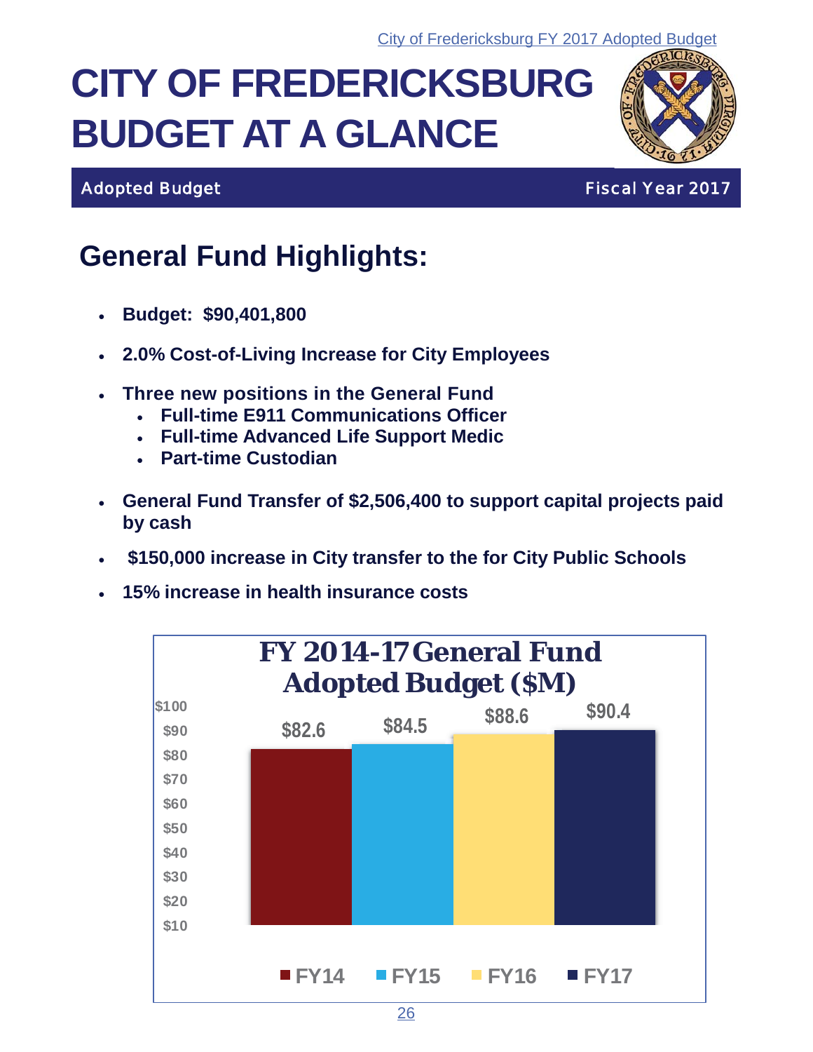# CITY OF FREDERICKSBURG BUDGET AT A GLANCE

**Adopted Budget** **Fiscal Year 2017**

## General Fund Highlights:

- **Budget: $90,401,800**
- **2.0% Cost-of-Living Increase for City Employees**
- **Three new positions in the General Fund**
  - **Full-time E911 Communications Officer**
  - **Full-time Advanced Life Support Medic**
  - **Part-time Custodian**
- **General Fund Transfer of $2,506,400 to support capital projects paid by cash**
- **$150,000 increase in City transfer to the for City Public Schools**
- **15% increase in health insurance costs**

**FY 2014-17 General Fund Adopted Budget ($M)**

| FY14 | FY15 | FY16 | FY17 |
|---|---|---|---|
| $82.6 | $84.5 | $88.6 | $90.4 |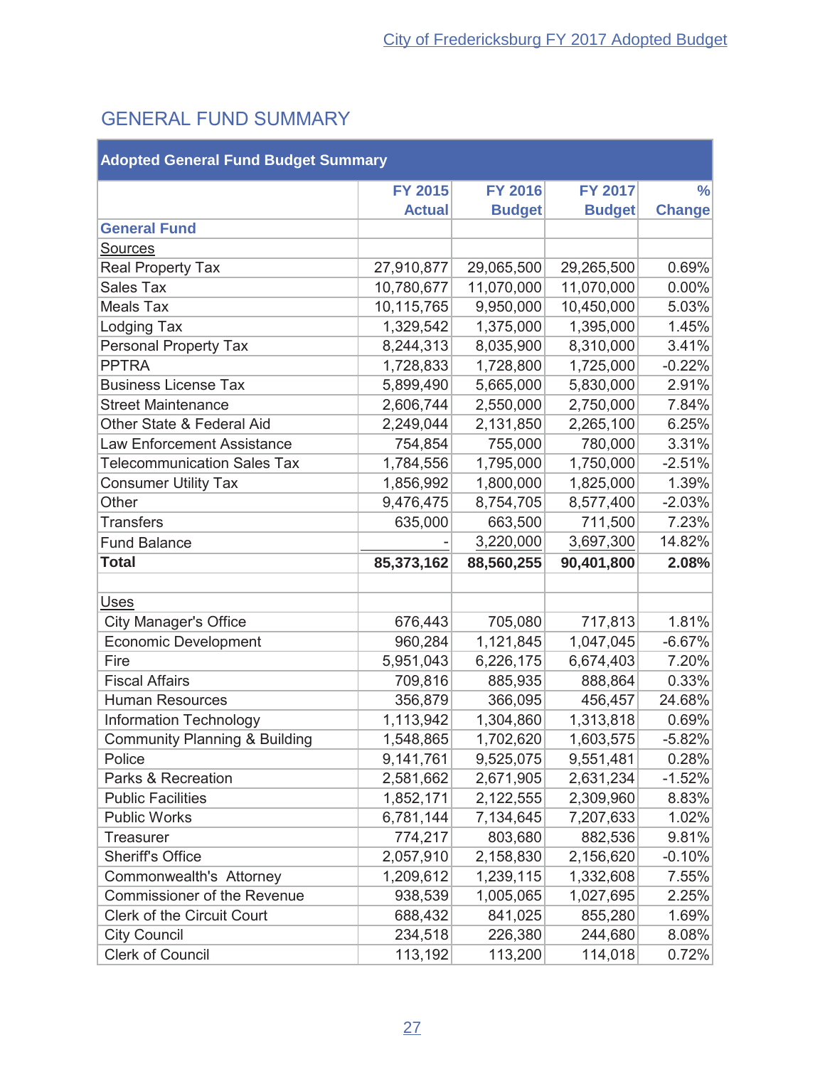## GENERAL FUND SUMMARY

| Adopted General Fund Budget Summary | | | | |
|---|---|---|---|---|
| | FY 2015 Actual | FY 2016 Budget | FY 2017 Budget | % Change |
| **General Fund** | | | | |
| Sources | | | | |
| Real Property Tax | 27,910,877 | 29,065,500 | 29,265,500 | 0.69% |
| Sales Tax | 10,780,677 | 11,070,000 | 11,070,000 | 0.00% |
| Meals Tax | 10,115,765 | 9,950,000 | 10,450,000 | 5.03% |
| Lodging Tax | 1,329,542 | 1,375,000 | 1,395,000 | 1.45% |
| Personal Property Tax | 8,244,313 | 8,035,900 | 8,310,000 | 3.41% |
| PPTRA | 1,728,833 | 1,728,800 | 1,725,000 | -0.22% |
| Business License Tax | 5,899,490 | 5,665,000 | 5,830,000 | 2.91% |
| Street Maintenance | 2,606,744 | 2,550,000 | 2,750,000 | 7.84% |
| Other State & Federal Aid | 2,249,044 | 2,131,850 | 2,265,100 | 6.25% |
| Law Enforcement Assistance | 754,854 | 755,000 | 780,000 | 3.31% |
| Telecommunication Sales Tax | 1,784,556 | 1,795,000 | 1,750,000 | -2.51% |
| Consumer Utility Tax | 1,856,992 | 1,800,000 | 1,825,000 | 1.39% |
| Other | 9,476,475 | 8,754,705 | 8,577,400 | -2.03% |
| Transfers | 635,000 | 663,500 | 711,500 | 7.23% |
| Fund Balance | - | 3,220,000 | 3,697,300 | 14.82% |
| **Total** | **85,373,162** | **88,560,255** | **90,401,800** | **2.08%** |
| | | | | |
| Uses | | | | |
| City Manager's Office | 676,443 | 705,080 | 717,813 | 1.81% |
| Economic Development | 960,284 | 1,121,845 | 1,047,045 | -6.67% |
| Fire | 5,951,043 | 6,226,175 | 6,674,403 | 7.20% |
| Fiscal Affairs | 709,816 | 885,935 | 888,864 | 0.33% |
| Human Resources | 356,879 | 366,095 | 456,457 | 24.68% |
| Information Technology | 1,113,942 | 1,304,860 | 1,313,818 | 0.69% |
| Community Planning & Building | 1,548,865 | 1,702,620 | 1,603,575 | -5.82% |
| Police | 9,141,761 | 9,525,075 | 9,551,481 | 0.28% |
| Parks & Recreation | 2,581,662 | 2,671,905 | 2,631,234 | -1.52% |
| Public Facilities | 1,852,171 | 2,122,555 | 2,309,960 | 8.83% |
| Public Works | 6,781,144 | 7,134,645 | 7,207,633 | 1.02% |
| Treasurer | 774,217 | 803,680 | 882,536 | 9.81% |
| Sheriff's Office | 2,057,910 | 2,158,830 | 2,156,620 | -0.10% |
| Commonwealth's Attorney | 1,209,612 | 1,239,115 | 1,332,608 | 7.55% |
| Commissioner of the Revenue | 938,539 | 1,005,065 | 1,027,695 | 2.25% |
| Clerk of the Circuit Court | 688,432 | 841,025 | 855,280 | 1.69% |
| City Council | 234,518 | 226,380 | 244,680 | 8.08% |
| Clerk of Council | 113,192 | 113,200 | 114,018 | 0.72% |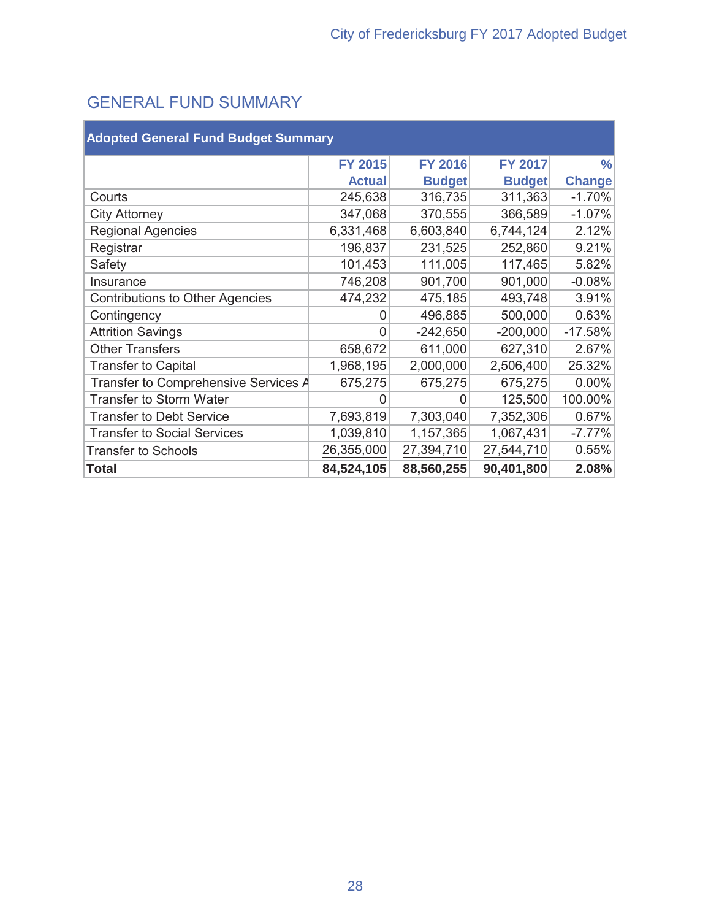## GENERAL FUND SUMMARY

| Adopted General Fund Budget Summary | | | | |
|---|---|---|---|---|
| | FY 2015 Actual | FY 2016 Budget | FY 2017 Budget | % Change |
| Courts | 245,638 | 316,735 | 311,363 | -1.70% |
| City Attorney | 347,068 | 370,555 | 366,589 | -1.07% |
| Regional Agencies | 6,331,468 | 6,603,840 | 6,744,124 | 2.12% |
| Registrar | 196,837 | 231,525 | 252,860 | 9.21% |
| Safety | 101,453 | 111,005 | 117,465 | 5.82% |
| Insurance | 746,208 | 901,700 | 901,000 | -0.08% |
| Contributions to Other Agencies | 474,232 | 475,185 | 493,748 | 3.91% |
| Contingency | 0 | 496,885 | 500,000 | 0.63% |
| Attrition Savings | 0 | -242,650 | -200,000 | -17.58% |
| Other Transfers | 658,672 | 611,000 | 627,310 | 2.67% |
| Transfer to Capital | 1,968,195 | 2,000,000 | 2,506,400 | 25.32% |
| Transfer to Comprehensive Services A | 675,275 | 675,275 | 675,275 | 0.00% |
| Transfer to Storm Water | 0 | 0 | 125,500 | 100.00% |
| Transfer to Debt Service | 7,693,819 | 7,303,040 | 7,352,306 | 0.67% |
| Transfer to Social Services | 1,039,810 | 1,157,365 | 1,067,431 | -7.77% |
| Transfer to Schools | 26,355,000 | 27,394,710 | 27,544,710 | 0.55% |
| **Total** | **84,524,105** | **88,560,255** | **90,401,800** | **2.08%** |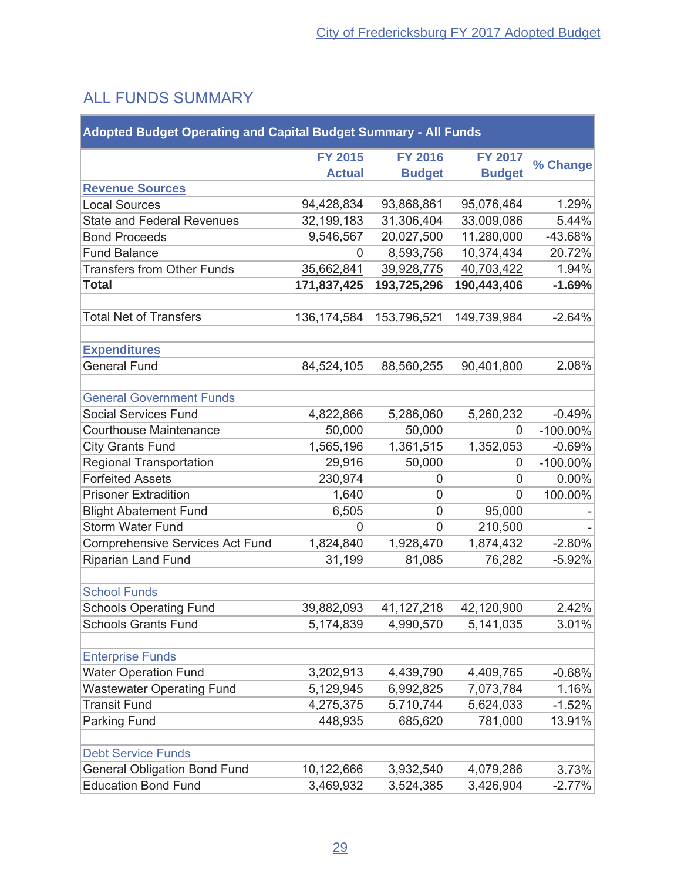## ALL FUNDS SUMMARY

| Adopted Budget Operating and Capital Budget Summary - All Funds | | | | |
|---|---|---|---|---|
| | FY 2015 Actual | FY 2016 Budget | FY 2017 Budget | % Change |
| **Revenue Sources** | | | | |
| Local Sources | 94,428,834 | 93,868,861 | 95,076,464 | 1.29% |
| State and Federal Revenues | 32,199,183 | 31,306,404 | 33,009,086 | 5.44% |
| Bond Proceeds | 9,546,567 | 20,027,500 | 11,280,000 | -43.68% |
| Fund Balance | 0 | 8,593,756 | 10,374,434 | 20.72% |
| Transfers from Other Funds | 35,662,841 | 39,928,775 | 40,703,422 | 1.94% |
| **Total** | **171,837,425** | **193,725,296** | **190,443,406** | **-1.69%** |
| | | | | |
| Total Net of Transfers | 136,174,584 | 153,796,521 | 149,739,984 | -2.64% |
| | | | | |
| **Expenditures** | | | | |
| General Fund | 84,524,105 | 88,560,255 | 90,401,800 | 2.08% |
| | | | | |
| General Government Funds | | | | |
| Social Services Fund | 4,822,866 | 5,286,060 | 5,260,232 | -0.49% |
| Courthouse Maintenance | 50,000 | 50,000 | 0 | -100.00% |
| City Grants Fund | 1,565,196 | 1,361,515 | 1,352,053 | -0.69% |
| Regional Transportation | 29,916 | 50,000 | 0 | -100.00% |
| Forfeited Assets | 230,974 | 0 | 0 | 0.00% |
| Prisoner Extradition | 1,640 | 0 | 0 | 100.00% |
| Blight Abatement Fund | 6,505 | 0 | 95,000 | - |
| Storm Water Fund | 0 | 0 | 210,500 | - |
| Comprehensive Services Act Fund | 1,824,840 | 1,928,470 | 1,874,432 | -2.80% |
| Riparian Land Fund | 31,199 | 81,085 | 76,282 | -5.92% |
| | | | | |
| School Funds | | | | |
| Schools Operating Fund | 39,882,093 | 41,127,218 | 42,120,900 | 2.42% |
| Schools Grants Fund | 5,174,839 | 4,990,570 | 5,141,035 | 3.01% |
| | | | | |
| Enterprise Funds | | | | |
| Water Operation Fund | 3,202,913 | 4,439,790 | 4,409,765 | -0.68% |
| Wastewater Operating Fund | 5,129,945 | 6,992,825 | 7,073,784 | 1.16% |
| Transit Fund | 4,275,375 | 5,710,744 | 5,624,033 | -1.52% |
| Parking Fund | 448,935 | 685,620 | 781,000 | 13.91% |
| | | | | |
| Debt Service Funds | | | | |
| General Obligation Bond Fund | 10,122,666 | 3,932,540 | 4,079,286 | 3.73% |
| Education Bond Fund | 3,469,932 | 3,524,385 | 3,426,904 | -2.77% |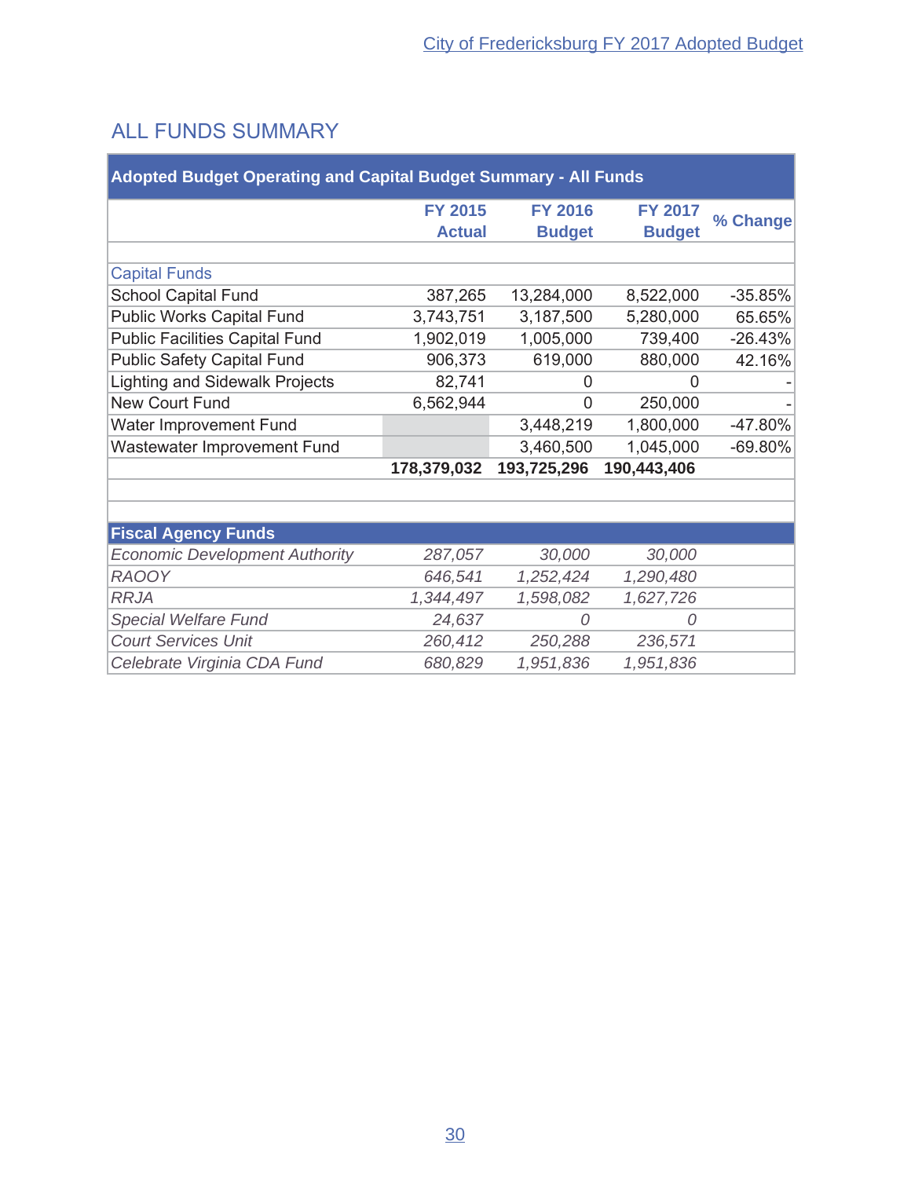## ALL FUNDS SUMMARY

| Adopted Budget Operating and Capital Budget Summary - All Funds | | | | |
|---|---|---|---|---|
| | **FY 2015 Actual** | **FY 2016 Budget** | **FY 2017 Budget** | **% Change** |
| | | | | |
| Capital Funds | | | | |
| School Capital Fund | 387,265 | 13,284,000 | 8,522,000 | -35.85% |
| Public Works Capital Fund | 3,743,751 | 3,187,500 | 5,280,000 | 65.65% |
| Public Facilities Capital Fund | 1,902,019 | 1,005,000 | 739,400 | -26.43% |
| Public Safety Capital Fund | 906,373 | 619,000 | 880,000 | 42.16% |
| Lighting and Sidewalk Projects | 82,741 | 0 | 0 | - |
| New Court Fund | 6,562,944 | 0 | 250,000 | - |
| Water Improvement Fund | | 3,448,219 | 1,800,000 | -47.80% |
| Wastewater Improvement Fund | | 3,460,500 | 1,045,000 | -69.80% |
| | **178,379,032** | **193,725,296** | **190,443,406** | |
| | | | | |
| | | | | |
| **Fiscal Agency Funds** | | | | |
| *Economic Development Authority* | *287,057* | *30,000* | *30,000* | |
| *RAOOY* | *646,541* | *1,252,424* | *1,290,480* | |
| *RRJA* | *1,344,497* | *1,598,082* | *1,627,726* | |
| *Special Welfare Fund* | *24,637* | *0* | *0* | |
| *Court Services Unit* | *260,412* | *250,288* | *236,571* | |
| *Celebrate Virginia CDA Fund* | *680,829* | *1,951,836* | *1,951,836* | |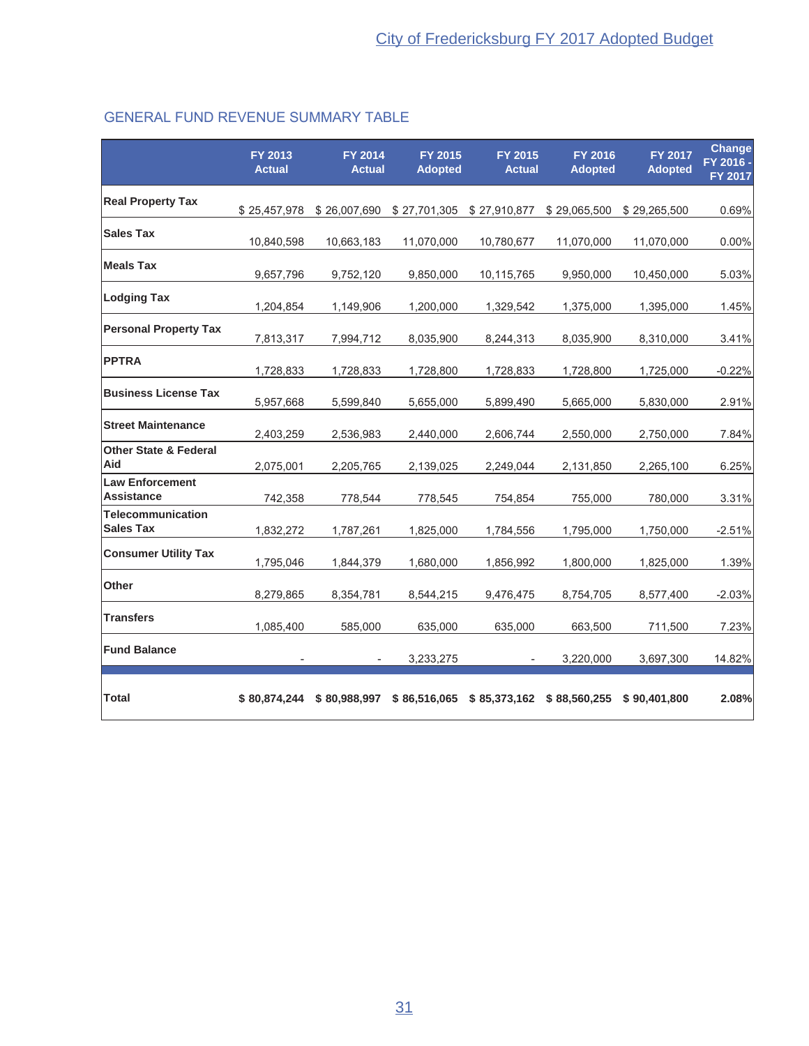## GENERAL FUND REVENUE SUMMARY TABLE

| | FY 2013 Actual | FY 2014 Actual | FY 2015 Adopted | FY 2015 Actual | FY 2016 Adopted | FY 2017 Adopted | Change FY 2016 - FY 2017 |
|---|---|---|---|---|---|---|---|
| **Real Property Tax** | $ 25,457,978 | $ 26,007,690 | $ 27,701,305 | $ 27,910,877 | $ 29,065,500 | $ 29,265,500 | 0.69% |
| **Sales Tax** | 10,840,598 | 10,663,183 | 11,070,000 | 10,780,677 | 11,070,000 | 11,070,000 | 0.00% |
| **Meals Tax** | 9,657,796 | 9,752,120 | 9,850,000 | 10,115,765 | 9,950,000 | 10,450,000 | 5.03% |
| **Lodging Tax** | 1,204,854 | 1,149,906 | 1,200,000 | 1,329,542 | 1,375,000 | 1,395,000 | 1.45% |
| **Personal Property Tax** | 7,813,317 | 7,994,712 | 8,035,900 | 8,244,313 | 8,035,900 | 8,310,000 | 3.41% |
| **PPTRA** | 1,728,833 | 1,728,833 | 1,728,800 | 1,728,833 | 1,728,800 | 1,725,000 | -0.22% |
| **Business License Tax** | 5,957,668 | 5,599,840 | 5,655,000 | 5,899,490 | 5,665,000 | 5,830,000 | 2.91% |
| **Street Maintenance** | 2,403,259 | 2,536,983 | 2,440,000 | 2,606,744 | 2,550,000 | 2,750,000 | 7.84% |
| **Other State & Federal Aid** | 2,075,001 | 2,205,765 | 2,139,025 | 2,249,044 | 2,131,850 | 2,265,100 | 6.25% |
| **Law Enforcement Assistance** | 742,358 | 778,544 | 778,545 | 754,854 | 755,000 | 780,000 | 3.31% |
| **Telecommunication Sales Tax** | 1,832,272 | 1,787,261 | 1,825,000 | 1,784,556 | 1,795,000 | 1,750,000 | -2.51% |
| **Consumer Utility Tax** | 1,795,046 | 1,844,379 | 1,680,000 | 1,856,992 | 1,800,000 | 1,825,000 | 1.39% |
| **Other** | 8,279,865 | 8,354,781 | 8,544,215 | 9,476,475 | 8,754,705 | 8,577,400 | -2.03% |
| **Transfers** | 1,085,400 | 585,000 | 635,000 | 635,000 | 663,500 | 711,500 | 7.23% |
| **Fund Balance** | - | - | 3,233,275 | - | 3,220,000 | 3,697,300 | 14.82% |
| **Total** | **$ 80,874,244** | **$ 80,988,997** | **$ 86,516,065** | **$ 85,373,162** | **$ 88,560,255** | **$ 90,401,800** | **2.08%** |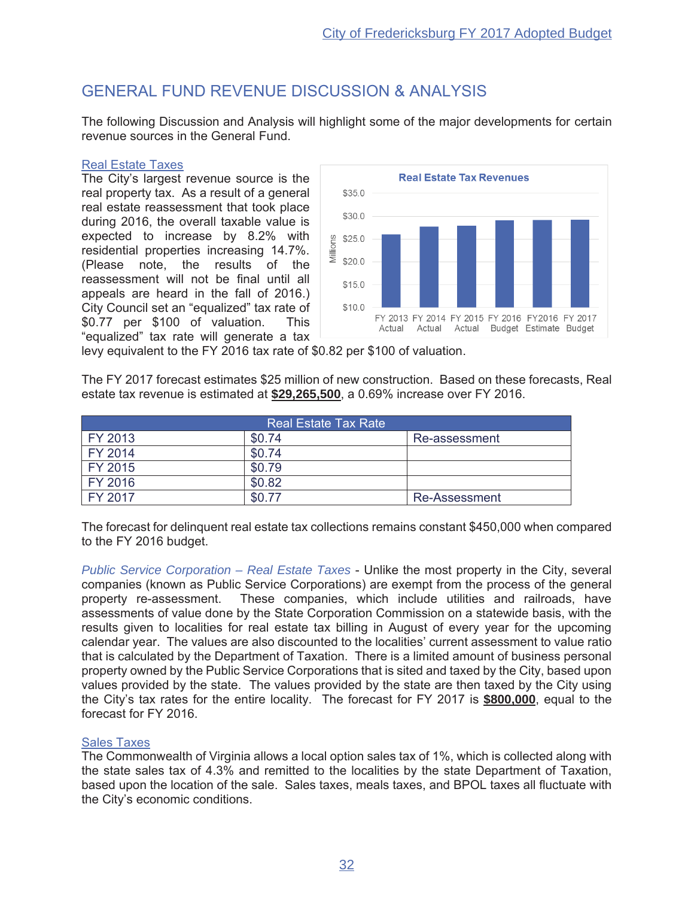# GENERAL FUND REVENUE DISCUSSION & ANALYSIS

The following Discussion and Analysis will highlight some of the major developments for certain revenue sources in the General Fund.

## Real Estate Taxes

The City's largest revenue source is the real property tax. As a result of a general real estate reassessment that took place during 2016, the overall taxable value is expected to increase by 8.2% with residential properties increasing 14.7%. (Please note, the results of the reassessment will not be final until all appeals are heard in the fall of 2016.) City Council set an "equalized" tax rate of $0.77 per $100 of valuation. This "equalized" tax rate will generate a tax levy equivalent to the FY 2016 tax rate of $0.82 per $100 of valuation.

The FY 2017 forecast estimates $25 million of new construction. Based on these forecasts, Real estate tax revenue is estimated at **$29,265,500**, a 0.69% increase over FY 2016.

| Real Estate Tax Rate | | |
|---|---|---|
| FY 2013 | $0.74 | Re-assessment |
| FY 2014 | $0.74 | |
| FY 2015 | $0.79 | |
| FY 2016 | $0.82 | |
| FY 2017 | $0.77 | Re-Assessment |

The forecast for delinquent real estate tax collections remains constant $450,000 when compared to the FY 2016 budget.

*Public Service Corporation – Real Estate Taxes* - Unlike the most property in the City, several companies (known as Public Service Corporations) are exempt from the process of the general property re-assessment. These companies, which include utilities and railroads, have assessments of value done by the State Corporation Commission on a statewide basis, with the results given to localities for real estate tax billing in August of every year for the upcoming calendar year. The values are also discounted to the localities' current assessment to value ratio that is calculated by the Department of Taxation. There is a limited amount of business personal property owned by the Public Service Corporations that is sited and taxed by the City, based upon values provided by the state. The values provided by the state are then taxed by the City using the City's tax rates for the entire locality. The forecast for FY 2017 is **$800,000**, equal to the forecast for FY 2016.

## Sales Taxes

The Commonwealth of Virginia allows a local option sales tax of 1%, which is collected along with the state sales tax of 4.3% and remitted to the localities by the state Department of Taxation, based upon the location of the sale. Sales taxes, meals taxes, and BPOL taxes all fluctuate with the City's economic conditions.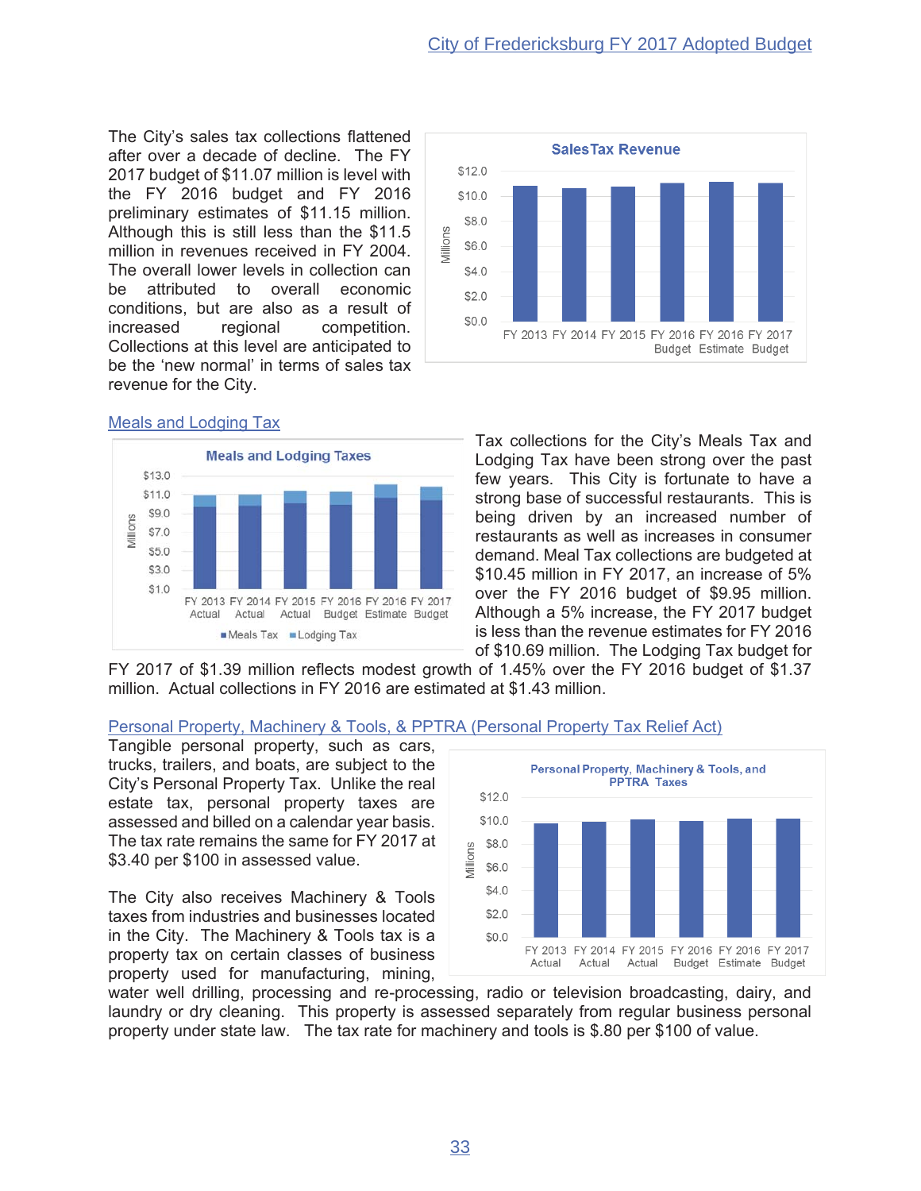The City's sales tax collections flattened after over a decade of decline. The FY 2017 budget of $11.07 million is level with the FY 2016 budget and FY 2016 preliminary estimates of $11.15 million. Although this is still less than the $11.5 million in revenues received in FY 2004. The overall lower levels in collection can be attributed to overall economic conditions, but are also as a result of increased regional competition. Collections at this level are anticipated to be the 'new normal' in terms of sales tax revenue for the City.

## Meals and Lodging Tax

Tax collections for the City's Meals Tax and Lodging Tax have been strong over the past few years. This City is fortunate to have a strong base of successful restaurants. This is being driven by an increased number of restaurants as well as increases in consumer demand. Meal Tax collections are budgeted at $10.45 million in FY 2017, an increase of 5% over the FY 2016 budget of $9.95 million. Although a 5% increase, the FY 2017 budget is less than the revenue estimates for FY 2016 of $10.69 million. The Lodging Tax budget for FY 2017 of $1.39 million reflects modest growth of 1.45% over the FY 2016 budget of $1.37 million. Actual collections in FY 2016 are estimated at $1.43 million.

## Personal Property, Machinery & Tools, & PPTRA (Personal Property Tax Relief Act)

Tangible personal property, such as cars, trucks, trailers, and boats, are subject to the City's Personal Property Tax. Unlike the real estate tax, personal property taxes are assessed and billed on a calendar year basis. The tax rate remains the same for FY 2017 at $3.40 per $100 in assessed value.

The City also receives Machinery & Tools taxes from industries and businesses located in the City. The Machinery & Tools tax is a property tax on certain classes of business property used for manufacturing, mining, water well drilling, processing and re-processing, radio or television broadcasting, dairy, and laundry or dry cleaning. This property is assessed separately from regular business personal property under state law. The tax rate for machinery and tools is $.80 per $100 of value.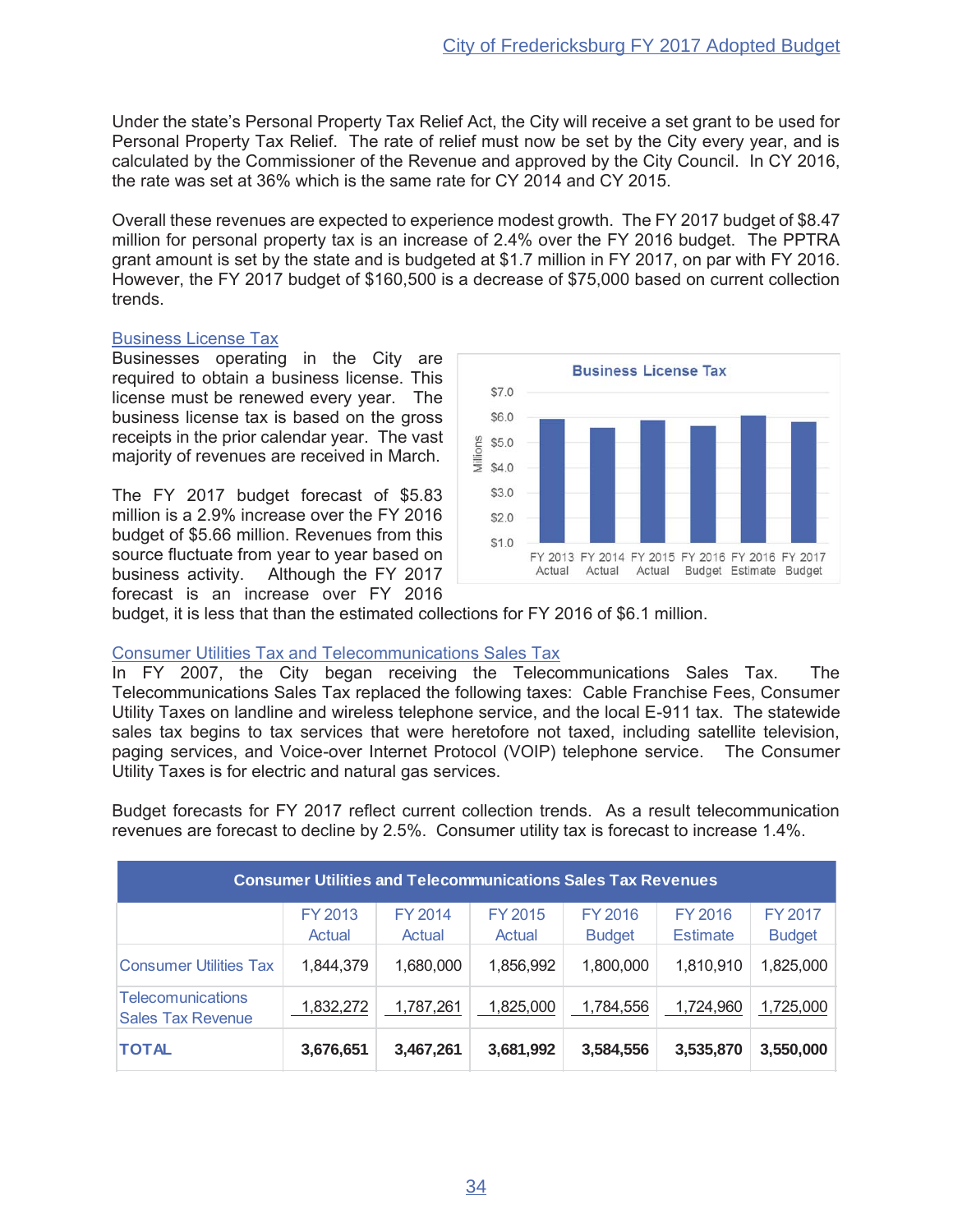Under the state's Personal Property Tax Relief Act, the City will receive a set grant to be used for Personal Property Tax Relief. The rate of relief must now be set by the City every year, and is calculated by the Commissioner of the Revenue and approved by the City Council. In CY 2016, the rate was set at 36% which is the same rate for CY 2014 and CY 2015.

Overall these revenues are expected to experience modest growth. The FY 2017 budget of $8.47 million for personal property tax is an increase of 2.4% over the FY 2016 budget. The PPTRA grant amount is set by the state and is budgeted at $1.7 million in FY 2017, on par with FY 2016. However, the FY 2017 budget of $160,500 is a decrease of $75,000 based on current collection trends.

## Business License Tax

Businesses operating in the City are required to obtain a business license. This license must be renewed every year. The business license tax is based on the gross receipts in the prior calendar year. The vast majority of revenues are received in March.

The FY 2017 budget forecast of $5.83 million is a 2.9% increase over the FY 2016 budget of $5.66 million. Revenues from this source fluctuate from year to year based on business activity. Although the FY 2017 forecast is an increase over FY 2016 budget, it is less that than the estimated collections for FY 2016 of $6.1 million.

## Consumer Utilities Tax and Telecommunications Sales Tax

In FY 2007, the City began receiving the Telecommunications Sales Tax. The Telecommunications Sales Tax replaced the following taxes: Cable Franchise Fees, Consumer Utility Taxes on landline and wireless telephone service, and the local E-911 tax. The statewide sales tax begins to tax services that were heretofore not taxed, including satellite television, paging services, and Voice-over Internet Protocol (VOIP) telephone service. The Consumer Utility Taxes is for electric and natural gas services.

Budget forecasts for FY 2017 reflect current collection trends. As a result telecommunication revenues are forecast to decline by 2.5%. Consumer utility tax is forecast to increase 1.4%.

| Consumer Utilities and Telecommunications Sales Tax Revenues | | | | | | |
|---|---|---|---|---|---|---|
| | FY 2013 Actual | FY 2014 Actual | FY 2015 Actual | FY 2016 Budget | FY 2016 Estimate | FY 2017 Budget |
| Consumer Utilities Tax | 1,844,379 | 1,680,000 | 1,856,992 | 1,800,000 | 1,810,910 | 1,825,000 |
| Telecomunications Sales Tax Revenue | 1,832,272 | 1,787,261 | 1,825,000 | 1,784,556 | 1,724,960 | 1,725,000 |
| **TOTAL** | **3,676,651** | **3,467,261** | **3,681,992** | **3,584,556** | **3,535,870** | **3,550,000** |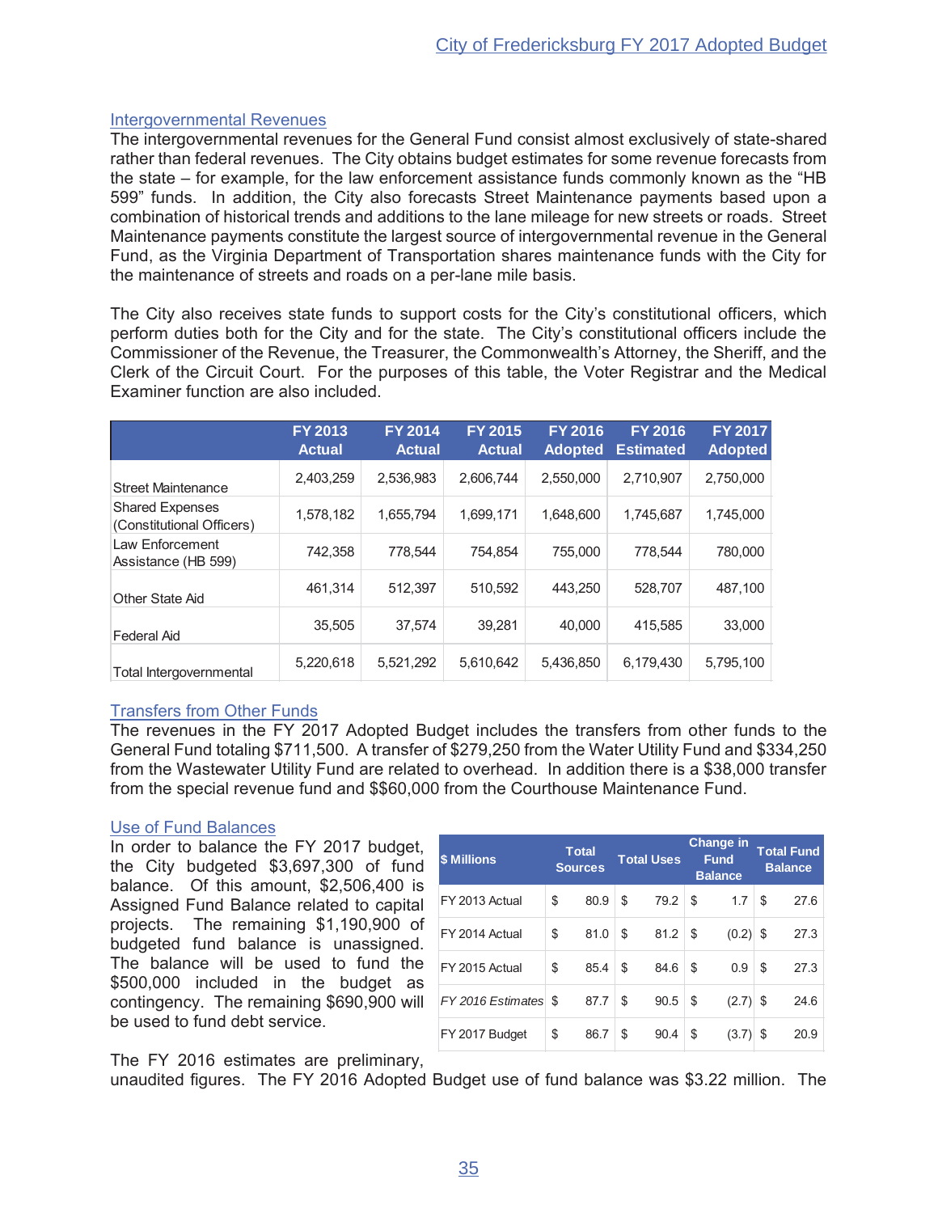## Intergovernmental Revenues

The intergovernmental revenues for the General Fund consist almost exclusively of state-shared rather than federal revenues. The City obtains budget estimates for some revenue forecasts from the state – for example, for the law enforcement assistance funds commonly known as the "HB 599" funds. In addition, the City also forecasts Street Maintenance payments based upon a combination of historical trends and additions to the lane mileage for new streets or roads. Street Maintenance payments constitute the largest source of intergovernmental revenue in the General Fund, as the Virginia Department of Transportation shares maintenance funds with the City for the maintenance of streets and roads on a per-lane mile basis.

The City also receives state funds to support costs for the City's constitutional officers, which perform duties both for the City and for the state. The City's constitutional officers include the Commissioner of the Revenue, the Treasurer, the Commonwealth's Attorney, the Sheriff, and the Clerk of the Circuit Court. For the purposes of this table, the Voter Registrar and the Medical Examiner function are also included.

| | FY 2013 Actual | FY 2014 Actual | FY 2015 Actual | FY 2016 Adopted | FY 2016 Estimated | FY 2017 Adopted |
|---|---|---|---|---|---|---|
| Street Maintenance | 2,403,259 | 2,536,983 | 2,606,744 | 2,550,000 | 2,710,907 | 2,750,000 |
| Shared Expenses (Constitutional Officers) | 1,578,182 | 1,655,794 | 1,699,171 | 1,648,600 | 1,745,687 | 1,745,000 |
| Law Enforcement Assistance (HB 599) | 742,358 | 778,544 | 754,854 | 755,000 | 778,544 | 780,000 |
| Other State Aid | 461,314 | 512,397 | 510,592 | 443,250 | 528,707 | 487,100 |
| Federal Aid | 35,505 | 37,574 | 39,281 | 40,000 | 415,585 | 33,000 |
| Total Intergovernmental | 5,220,618 | 5,521,292 | 5,610,642 | 5,436,850 | 6,179,430 | 5,795,100 |

## Transfers from Other Funds

The revenues in the FY 2017 Adopted Budget includes the transfers from other funds to the General Fund totaling $711,500. A transfer of $279,250 from the Water Utility Fund and $334,250 from the Wastewater Utility Fund are related to overhead. In addition there is a $38,000 transfer from the special revenue fund and $$60,000 from the Courthouse Maintenance Fund.

## Use of Fund Balances

In order to balance the FY 2017 budget, the City budgeted $3,697,300 of fund balance. Of this amount, $2,506,400 is Assigned Fund Balance related to capital projects. The remaining $1,190,900 of budgeted fund balance is unassigned. The balance will be used to fund the $500,000 included in the budget as contingency. The remaining $690,900 will be used to fund debt service.

| $ Millions | Total Sources | Total Uses | Change in Fund Balance | Total Fund Balance |
|---|---|---|---|---|
| FY 2013 Actual | $ 80.9 | $ 79.2 | $ 1.7 | $ 27.6 |
| FY 2014 Actual | $ 81.0 | $ 81.2 | $ (0.2) | $ 27.3 |
| FY 2015 Actual | $ 85.4 | $ 84.6 | $ 0.9 | $ 27.3 |
| *FY 2016 Estimates* | $ 87.7 | $ 90.5 | $ (2.7) | $ 24.6 |
| FY 2017 Budget | $ 86.7 | $ 90.4 | $ (3.7) | $ 20.9 |

The FY 2016 estimates are preliminary, unaudited figures. The FY 2016 Adopted Budget use of fund balance was $3.22 million. The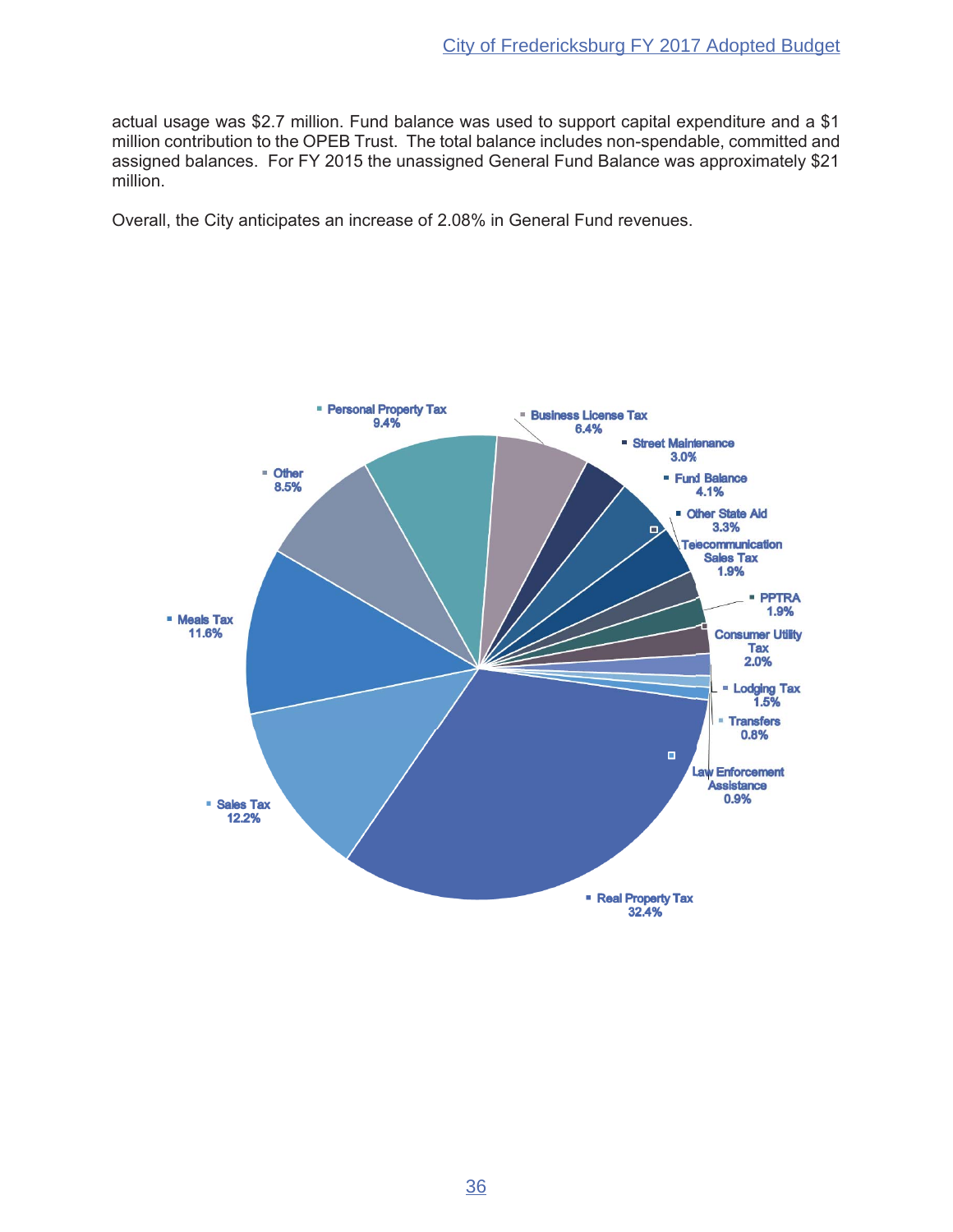actual usage was $2.7 million. Fund balance was used to support capital expenditure and a $1 million contribution to the OPEB Trust. The total balance includes non-spendable, committed and assigned balances. For FY 2015 the unassigned General Fund Balance was approximately $21 million.

Overall, the City anticipates an increase of 2.08% in General Fund revenues.

Personal Property Tax 9.4%

Business License Tax 6.4%

Street Maintenance 3.0%

Fund Balance 4.1%

Other State Aid 3.3%

Telecommunication Sales Tax 1.9%

PPTRA 1.9%

Consumer Utility Tax 2.0%

Lodging Tax 1.5%

Transfers 0.8%

Law Enforcement Assistance 0.9%

Real Property Tax 32.4%

Sales Tax 12.2%

Meals Tax 11.6%

Other 8.5%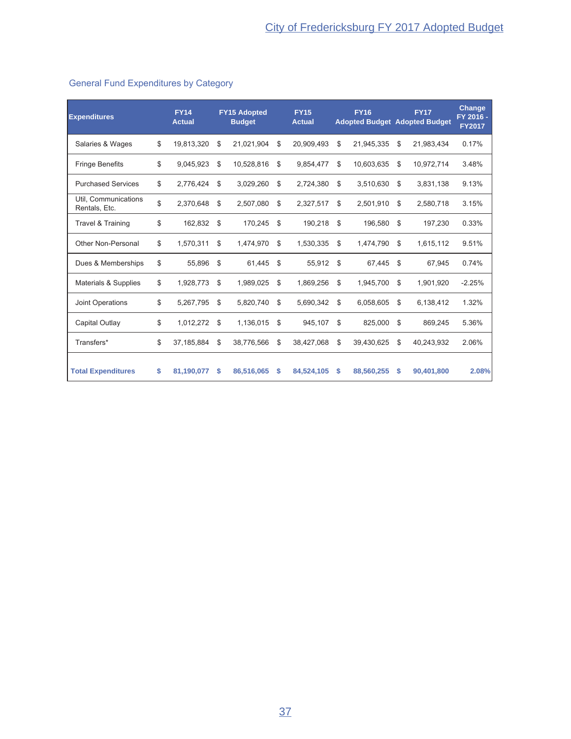## General Fund Expenditures by Category

| Expenditures | FY14 Actual | FY15 Adopted Budget | FY15 Actual | FY16 Adopted Budget | FY17 Adopted Budget | Change FY 2016 - FY2017 |
|---|---|---|---|---|---|---|
| Salaries & Wages | $ 19,813,320 | $ 21,021,904 | $ 20,909,493 | $ 21,945,335 | $ 21,983,434 | 0.17% |
| Fringe Benefits | $ 9,045,923 | $ 10,528,816 | $ 9,854,477 | $ 10,603,635 | $ 10,972,714 | 3.48% |
| Purchased Services | $ 2,776,424 | $ 3,029,260 | $ 2,724,380 | $ 3,510,630 | $ 3,831,138 | 9.13% |
| Util, Communications Rentals, Etc. | $ 2,370,648 | $ 2,507,080 | $ 2,327,517 | $ 2,501,910 | $ 2,580,718 | 3.15% |
| Travel & Training | $ 162,832 | $ 170,245 | $ 190,218 | $ 196,580 | $ 197,230 | 0.33% |
| Other Non-Personal | $ 1,570,311 | $ 1,474,970 | $ 1,530,335 | $ 1,474,790 | $ 1,615,112 | 9.51% |
| Dues & Memberships | $ 55,896 | $ 61,445 | $ 55,912 | $ 67,445 | $ 67,945 | 0.74% |
| Materials & Supplies | $ 1,928,773 | $ 1,989,025 | $ 1,869,256 | $ 1,945,700 | $ 1,901,920 | -2.25% |
| Joint Operations | $ 5,267,795 | $ 5,820,740 | $ 5,690,342 | $ 6,058,605 | $ 6,138,412 | 1.32% |
| Capital Outlay | $ 1,012,272 | $ 1,136,015 | $ 945,107 | $ 825,000 | $ 869,245 | 5.36% |
| Transfers* | $ 37,185,884 | $ 38,776,566 | $ 38,427,068 | $ 39,430,625 | $ 40,243,932 | 2.06% |
| **Total Expenditures** | **$ 81,190,077** | **$ 86,516,065** | **$ 84,524,105** | **$ 88,560,255** | **$ 90,401,800** | **2.08%** |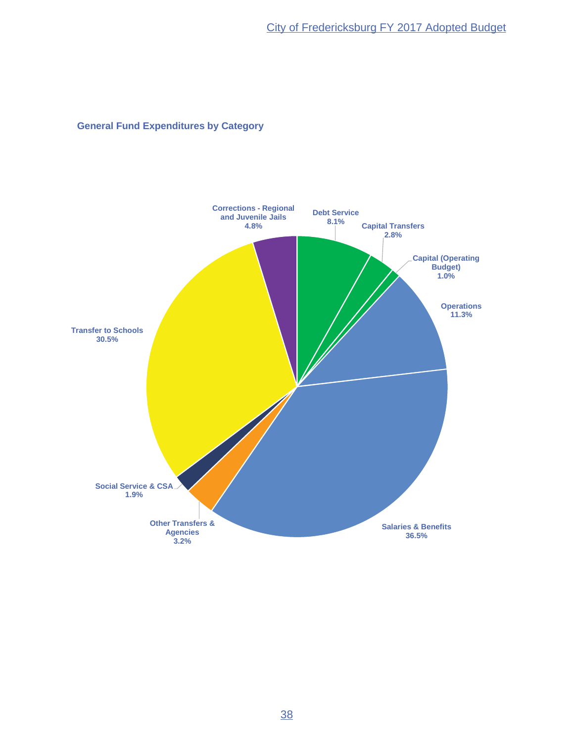## General Fund Expenditures by Category

- Corrections - Regional and Juvenile Jails: 4.8%
- Debt Service: 8.1%
- Capital Transfers: 2.8%
- Capital (Operating Budget): 1.0%
- Operations: 11.3%
- Salaries & Benefits: 36.5%
- Other Transfers & Agencies: 3.2%
- Social Service & CSA: 1.9%
- Transfer to Schools: 30.5%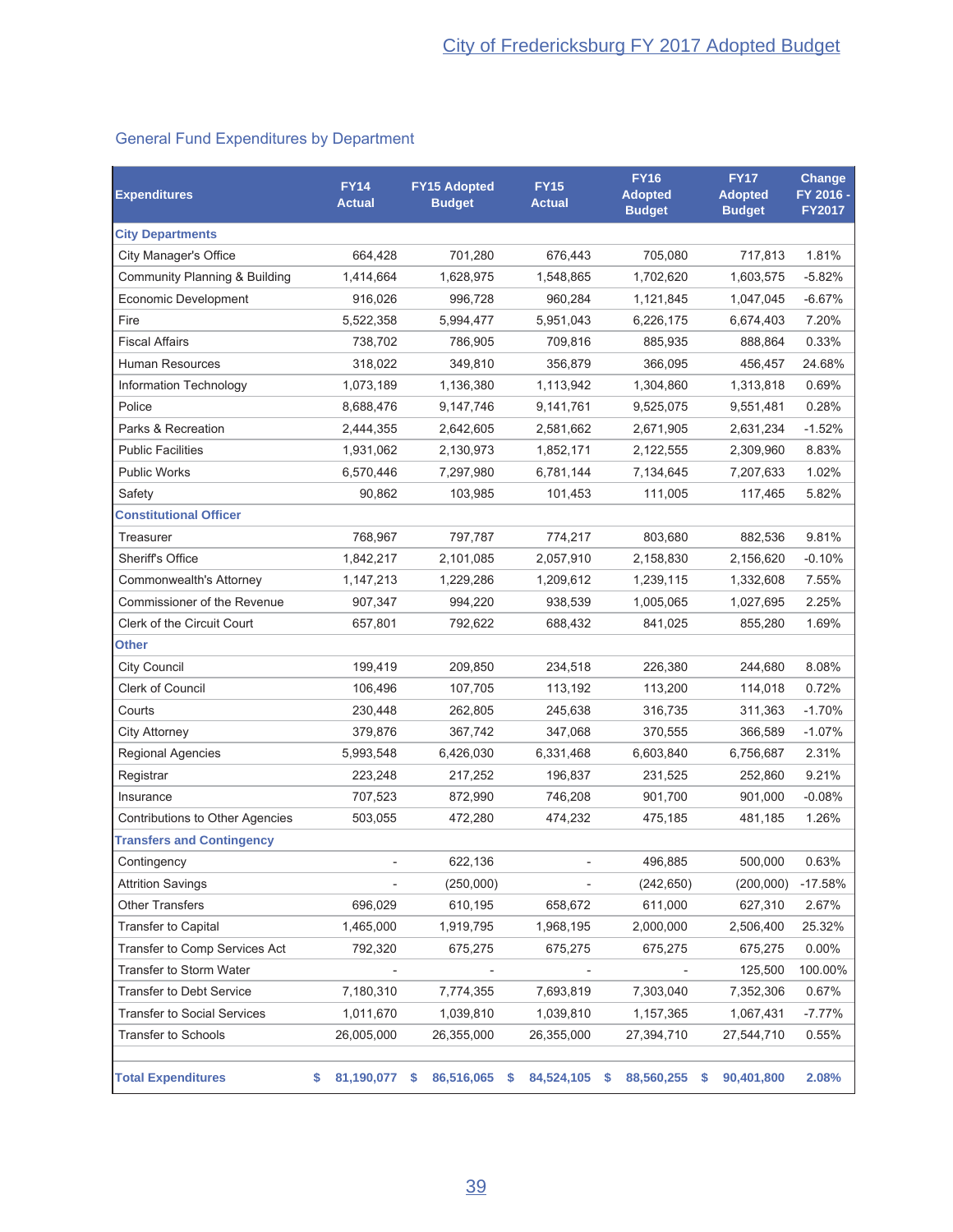## General Fund Expenditures by Department

| Expenditures | FY14 Actual | FY15 Adopted Budget | FY15 Actual | FY16 Adopted Budget | FY17 Adopted Budget | Change FY 2016 - FY2017 |
|---|---|---|---|---|---|---|
| **City Departments** | | | | | | |
| City Manager's Office | 664,428 | 701,280 | 676,443 | 705,080 | 717,813 | 1.81% |
| Community Planning & Building | 1,414,664 | 1,628,975 | 1,548,865 | 1,702,620 | 1,603,575 | -5.82% |
| Economic Development | 916,026 | 996,728 | 960,284 | 1,121,845 | 1,047,045 | -6.67% |
| Fire | 5,522,358 | 5,994,477 | 5,951,043 | 6,226,175 | 6,674,403 | 7.20% |
| Fiscal Affairs | 738,702 | 786,905 | 709,816 | 885,935 | 888,864 | 0.33% |
| Human Resources | 318,022 | 349,810 | 356,879 | 366,095 | 456,457 | 24.68% |
| Information Technology | 1,073,189 | 1,136,380 | 1,113,942 | 1,304,860 | 1,313,818 | 0.69% |
| Police | 8,688,476 | 9,147,746 | 9,141,761 | 9,525,075 | 9,551,481 | 0.28% |
| Parks & Recreation | 2,444,355 | 2,642,605 | 2,581,662 | 2,671,905 | 2,631,234 | -1.52% |
| Public Facilities | 1,931,062 | 2,130,973 | 1,852,171 | 2,122,555 | 2,309,960 | 8.83% |
| Public Works | 6,570,446 | 7,297,980 | 6,781,144 | 7,134,645 | 7,207,633 | 1.02% |
| Safety | 90,862 | 103,985 | 101,453 | 111,005 | 117,465 | 5.82% |
| **Constitutional Officer** | | | | | | |
| Treasurer | 768,967 | 797,787 | 774,217 | 803,680 | 882,536 | 9.81% |
| Sheriff's Office | 1,842,217 | 2,101,085 | 2,057,910 | 2,158,830 | 2,156,620 | -0.10% |
| Commonwealth's Attorney | 1,147,213 | 1,229,286 | 1,209,612 | 1,239,115 | 1,332,608 | 7.55% |
| Commissioner of the Revenue | 907,347 | 994,220 | 938,539 | 1,005,065 | 1,027,695 | 2.25% |
| Clerk of the Circuit Court | 657,801 | 792,622 | 688,432 | 841,025 | 855,280 | 1.69% |
| **Other** | | | | | | |
| City Council | 199,419 | 209,850 | 234,518 | 226,380 | 244,680 | 8.08% |
| Clerk of Council | 106,496 | 107,705 | 113,192 | 113,200 | 114,018 | 0.72% |
| Courts | 230,448 | 262,805 | 245,638 | 316,735 | 311,363 | -1.70% |
| City Attorney | 379,876 | 367,742 | 347,068 | 370,555 | 366,589 | -1.07% |
| Regional Agencies | 5,993,548 | 6,426,030 | 6,331,468 | 6,603,840 | 6,756,687 | 2.31% |
| Registrar | 223,248 | 217,252 | 196,837 | 231,525 | 252,860 | 9.21% |
| Insurance | 707,523 | 872,990 | 746,208 | 901,700 | 901,000 | -0.08% |
| Contributions to Other Agencies | 503,055 | 472,280 | 474,232 | 475,185 | 481,185 | 1.26% |
| **Transfers and Contingency** | | | | | | |
| Contingency | - | 622,136 | - | 496,885 | 500,000 | 0.63% |
| Attrition Savings | - | (250,000) | - | (242,650) | (200,000) | -17.58% |
| Other Transfers | 696,029 | 610,195 | 658,672 | 611,000 | 627,310 | 2.67% |
| Transfer to Capital | 1,465,000 | 1,919,795 | 1,968,195 | 2,000,000 | 2,506,400 | 25.32% |
| Transfer to Comp Services Act | 792,320 | 675,275 | 675,275 | 675,275 | 675,275 | 0.00% |
| Transfer to Storm Water | - | - | - | - | 125,500 | 100.00% |
| Transfer to Debt Service | 7,180,310 | 7,774,355 | 7,693,819 | 7,303,040 | 7,352,306 | 0.67% |
| Transfer to Social Services | 1,011,670 | 1,039,810 | 1,039,810 | 1,157,365 | 1,067,431 | -7.77% |
| Transfer to Schools | 26,005,000 | 26,355,000 | 26,355,000 | 27,394,710 | 27,544,710 | 0.55% |
| **Total Expenditures** | **$ 81,190,077** | **$ 86,516,065** | **$ 84,524,105** | **$ 88,560,255** | **$ 90,401,800** | **2.08%** |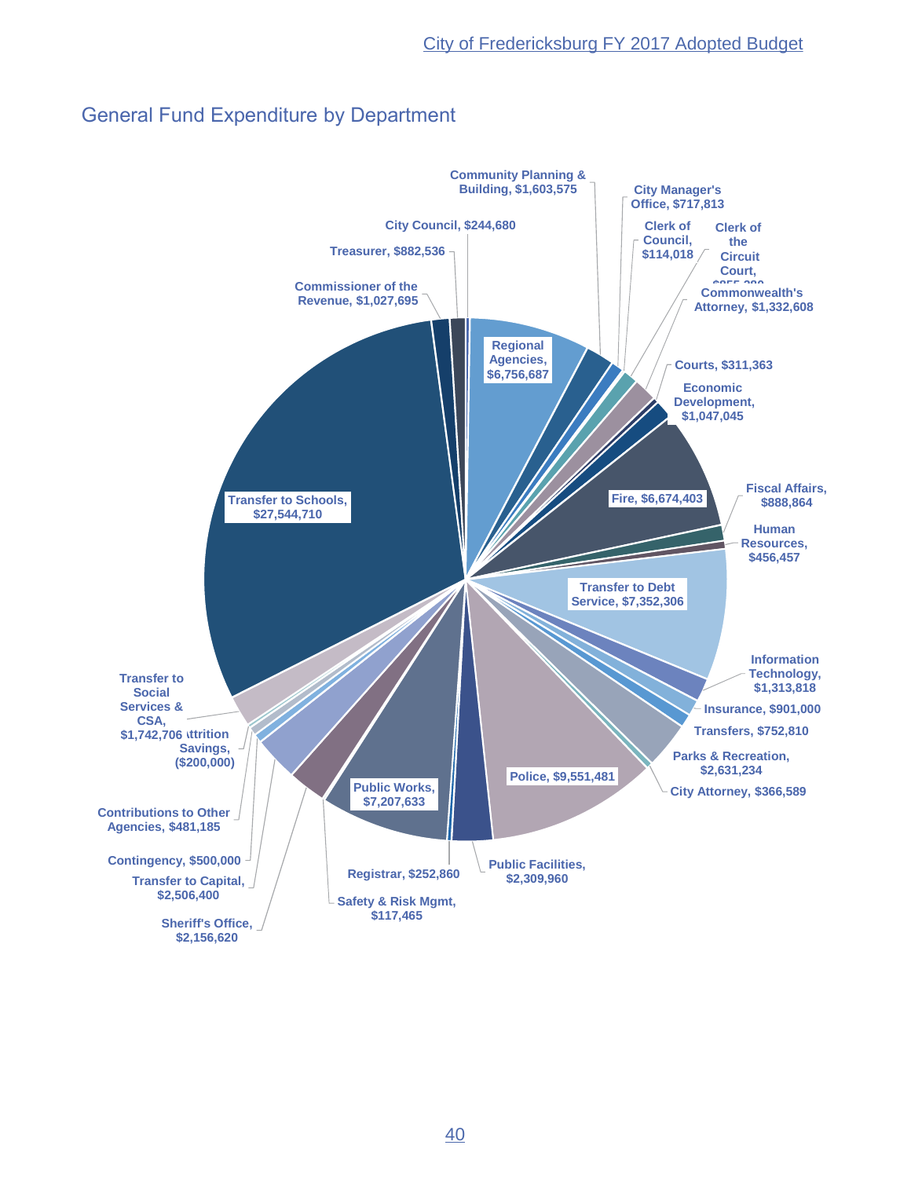## General Fund Expenditure by Department

Community Planning & Building, $1,603,575

City Manager's Office, $717,813

City Council, $244,680

Clerk of Council, $114,018

Clerk of the Circuit Court, $855,280

Treasurer, $882,536

Commonwealth's Attorney, $1,332,608

Commissioner of the Revenue, $1,027,695

Regional Agencies, $6,756,687

Courts, $311,363

Economic Development, $1,047,045

Transfer to Schools, $27,544,710

Fire, $6,674,403

Fiscal Affairs, $888,864

Human Resources, $456,457

Transfer to Debt Service, $7,352,306

Information Technology, $1,313,818

Transfer to Social Services & CSA, $1,742,706

Insurance, $901,000

Attrition Savings, ($200,000)

Transfers, $752,810

Parks & Recreation, $2,631,234

Police, $9,551,481

City Attorney, $366,589

Public Works, $7,207,633

Contributions to Other Agencies, $481,185

Contingency, $500,000

Registrar, $252,860

Public Facilities, $2,309,960

Transfer to Capital, $2,506,400

Safety & Risk Mgmt, $117,465

Sheriff's Office, $2,156,620